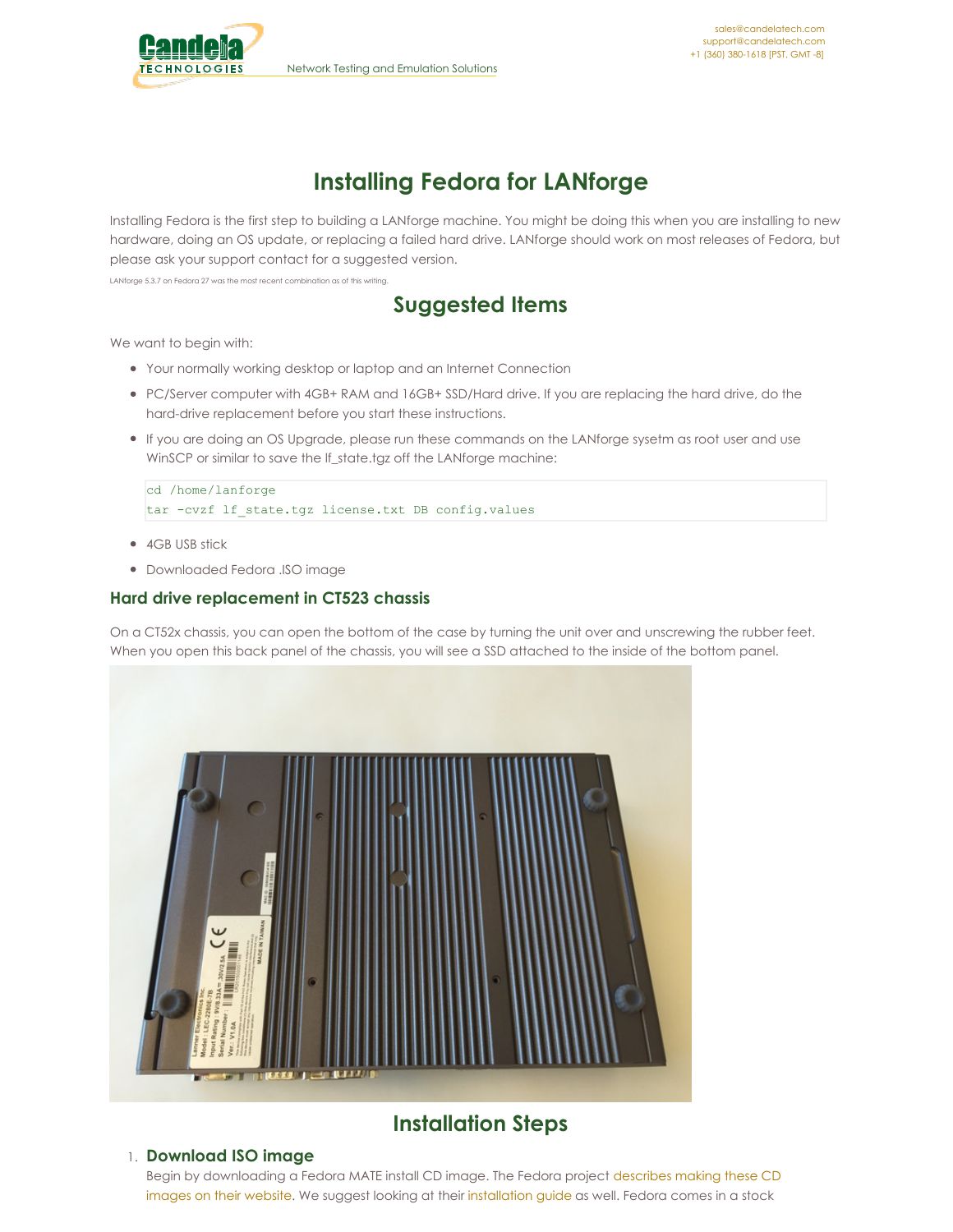# Installing Fedora for LANforge

Installing Fedora is the first step to building a LANforge machine. You might be doing this when you are installing to new hardware, doing an OS update, or replacing a failed hard drive. LANforge should work on most releases of Fedora, but please ask your support contact for a suggested version.

LANforge 5.3.7 on Fedora 27 was the most recent combination as of this writing.

## Suggested Items

We want to begin with:

- Your normally working desktop or laptop and an Internet Connection
- PC/Server computer with 4GB+ RAM and 16GB+ SSD/Hard drive. If you are replacing the hard drive, do the hard-drive replacement before you start these instructions.
- If you are doing an OS Upgrade, please run these commands on the LANforge sysetm as root user and use WinSCP or similar to save the lf_state.tgz off the LANforge machine:

```
cd /home/lanforge
tar -cvzf lf_state.tgz license.txt DB config.values
```

- 4GB USB stick
- Downloaded Fedora .ISO image

### Hard drive replacement in CT523 chassis

On a CT52x chassis, you can open the bottom of the case by turning the unit over and unscrewing the rubber feet. When you open this back panel of the chassis, you will see a SSD attached to the inside of the bottom panel.

## Installation Steps

1. **Download ISO image**
   Begin by downloading a Fedora MATE install CD image. The Fedora project describes making these CD images on their website. We suggest looking at their installation guide as well. Fedora comes in a stock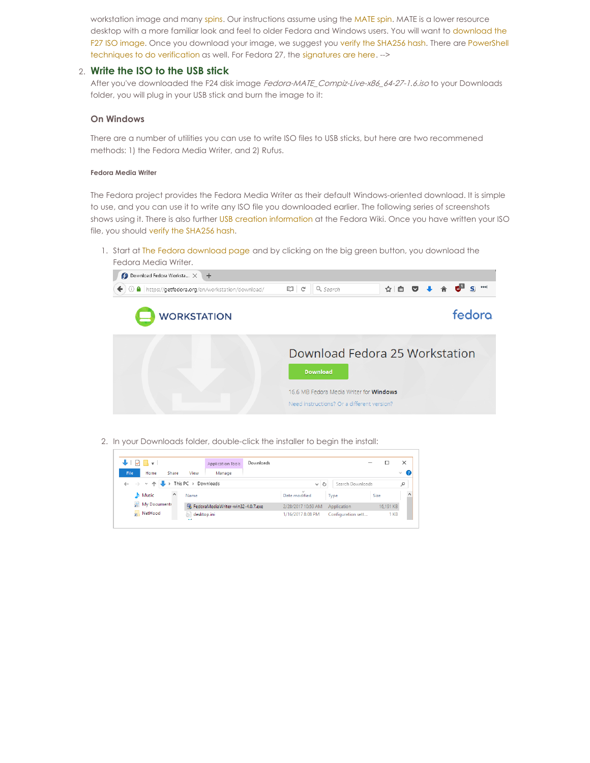workstation image and many spins. Our instructions assume using the MATE spin. MATE is a lower resource desktop with a more familiar look and feel to older Fedora and Windows users. You will want to download the F27 ISO image. Once you download your image, we suggest you verify the SHA256 hash. There are PowerShell techniques to do verification as well. For Fedora 27, the signatures are here. -->

2. **Write the ISO to the USB stick**

   After you've downloaded the F24 disk image *Fedora-MATE_Compiz-Live-x86_64-27-1.6.iso* to your Downloads folder, you will plug in your USB stick and burn the image to it:

### On Windows

There are a number of utilities you can use to write ISO files to USB sticks, but here are two recommened methods: 1) the Fedora Media Writer, and 2) Rufus.

#### Fedora Media Writer

The Fedora project provides the Fedora Media Writer as their default Windows-oriented download. It is simple to use, and you can use it to write any ISO file you downloaded earlier. The following series of screenshots shows using it. There is also further USB creation information at the Fedora Wiki. Once you have written your ISO file, you should verify the SHA256 hash.

1. Start at The Fedora download page and by clicking on the big green button, you download the Fedora Media Writer.

2. In your Downloads folder, double-click the installer to begin the install: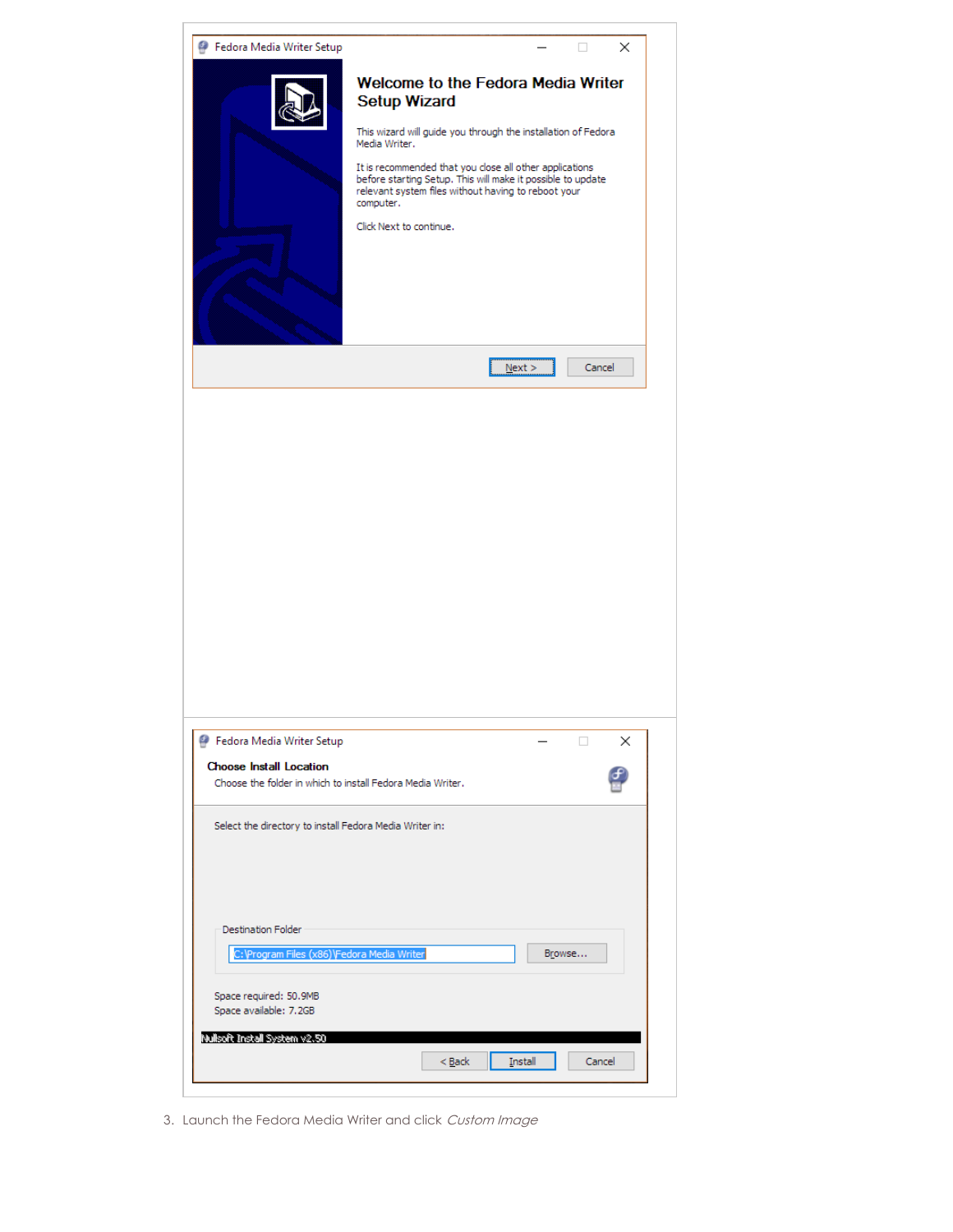Fedora Media Writer Setup

**Welcome to the Fedora Media Writer Setup Wizard**

This wizard will guide you through the installation of Fedora Media Writer.

It is recommended that you close all other applications before starting Setup. This will make it possible to update relevant system files without having to reboot your computer.

Click Next to continue.

Next > Cancel

Fedora Media Writer Setup

**Choose Install Location**

Choose the folder in which to install Fedora Media Writer.

Select the directory to install Fedora Media Writer in:

Destination Folder

C:\Program Files (x86)\Fedora Media Writer

Browse...

Space required: 50.9MB

Space available: 7.2GB

Nullsoft Install System v2.50

< Back Install Cancel

3. Launch the Fedora Media Writer and click *Custom Image*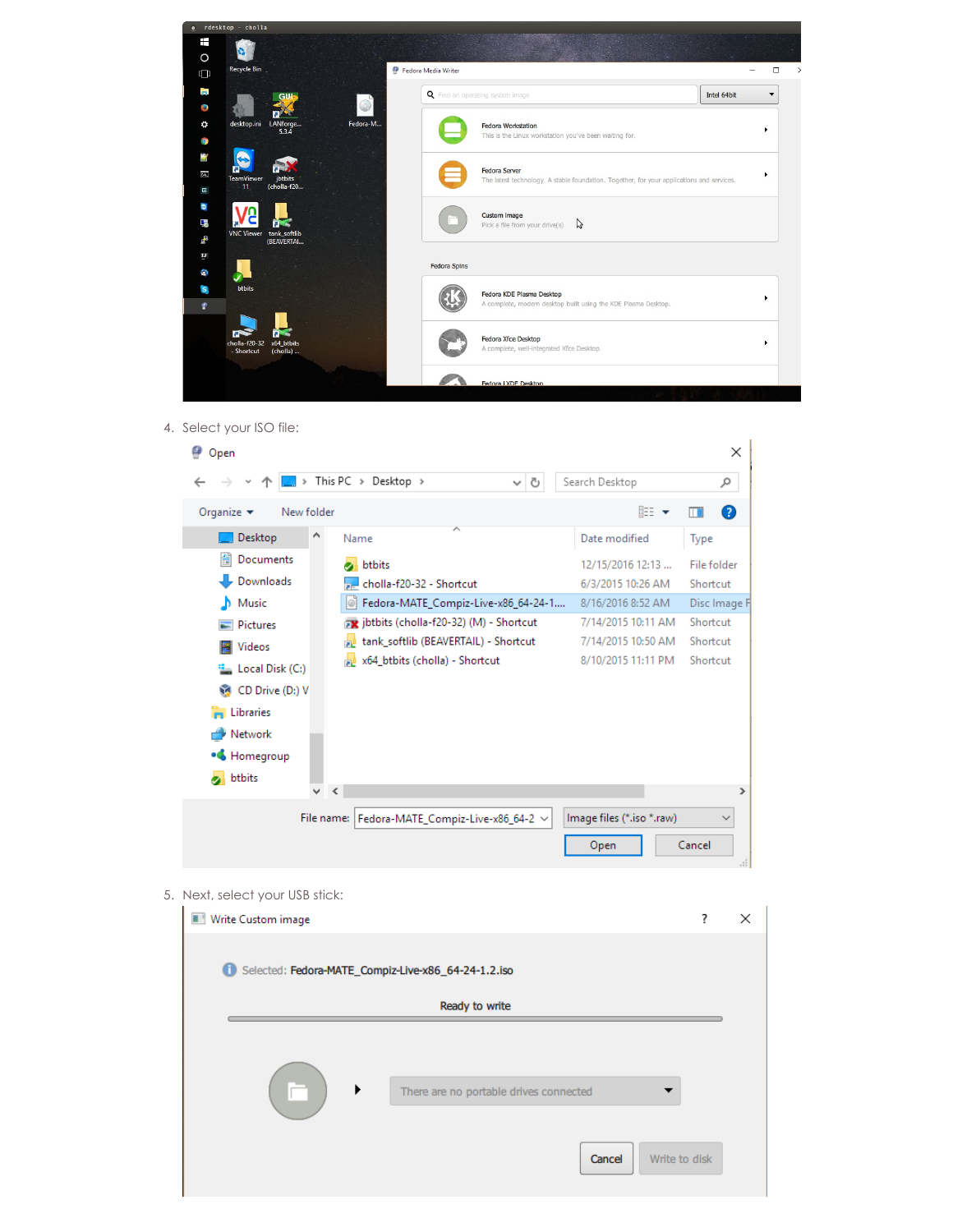4. Select your ISO file:

5. Next, select your USB stick: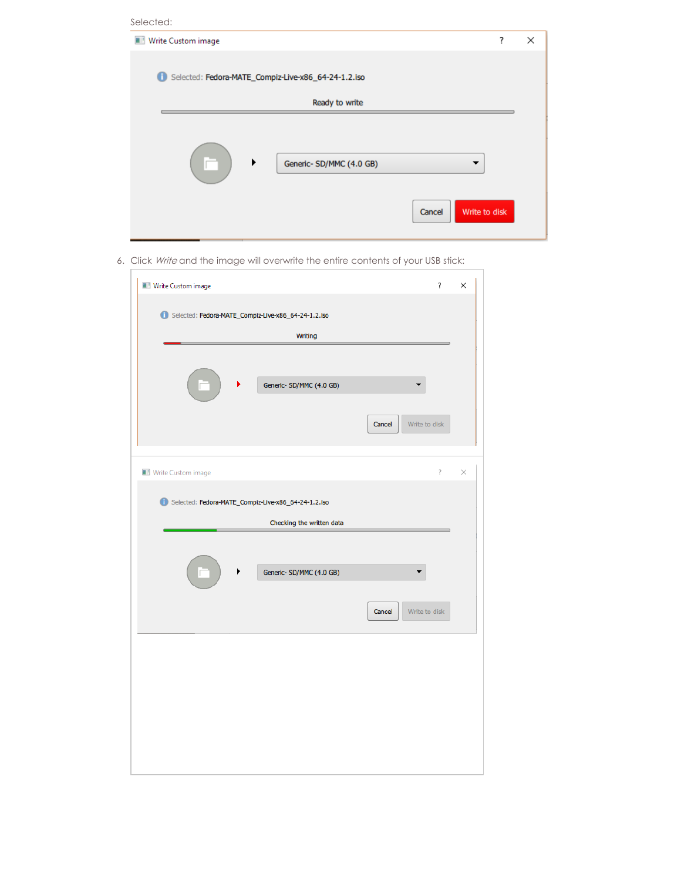Selected:

Write Custom image

Selected: Fedora-MATE_Compiz-Live-x86_64-24-1.2.iso

Ready to write

Generic- SD/MMC (4.0 GB)

Cancel | Write to disk

6. Click *Write* and the image will overwrite the entire contents of your USB stick:

Write Custom image

Selected: Fedora-MATE_Compiz-Live-x86_64-24-1.2.iso

Writing

Generic- SD/MMC (4.0 GB)

Cancel | Write to disk

Write Custom image

Selected: Fedora-MATE_Compiz-Live-x86_64-24-1.2.iso

Checking the written data

Generic- SD/MMC (4.0 GB)

Cancel | Write to disk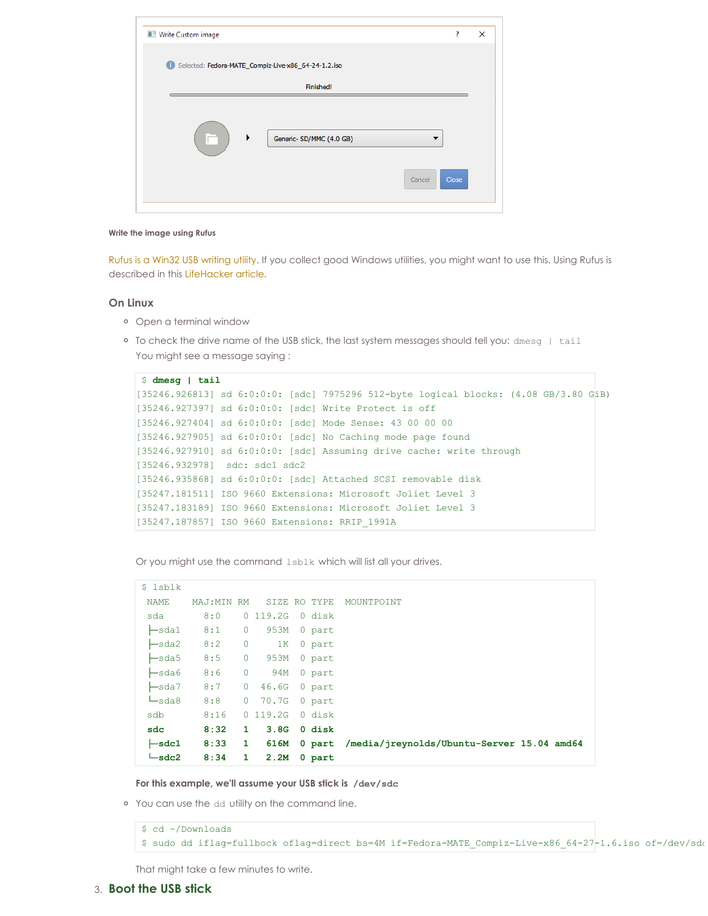Write the image using Rufus

Rufus is a Win32 USB writing utility. If you collect good Windows utilities, you might want to use this. Using Rufus is described in this LifeHacker article.

### On Linux

- Open a terminal window
- To check the drive name of the USB stick, the last system messages should tell you: `dmesg | tail`
  You might see a message saying :

```
$ dmesg | tail
[35246.926813] sd 6:0:0:0: [sdc] 7975296 512-byte logical blocks: (4.08 GB/3.80 GiB)
[35246.927397] sd 6:0:0:0: [sdc] Write Protect is off
[35246.927404] sd 6:0:0:0: [sdc] Mode Sense: 43 00 00 00
[35246.927905] sd 6:0:0:0: [sdc] No Caching mode page found
[35246.927910] sd 6:0:0:0: [sdc] Assuming drive cache: write through
[35246.932978]  sdc: sdc1 sdc2
[35246.935868] sd 6:0:0:0: [sdc] Attached SCSI removable disk
[35247.181511] ISO 9660 Extensions: Microsoft Joliet Level 3
[35247.183189] ISO 9660 Extensions: Microsoft Joliet Level 3
[35247.187857] ISO 9660 Extensions: RRIP_1991A
```

Or you might use the command `lsblk` which will list all your drives.

```
$ lsblk
 NAME    MAJ:MIN RM   SIZE RO TYPE  MOUNTPOINT
 sda       8:0    0 119.2G  0 disk
 ├─sda1    8:1    0   953M  0 part
 ├─sda2    8:2    0     1K  0 part
 ├─sda5    8:5    0   953M  0 part
 ├─sda6    8:6    0    94M  0 part
 ├─sda7    8:7    0  46.6G  0 part
 └─sda8    8:8    0  70.7G  0 part
 sdb       8:16   0 119.2G  0 disk
 sdc       8:32   1   3.8G  0 disk
 ├─sdc1    8:33   1   616M  0 part  /media/jreynolds/Ubuntu-Server 15.04 amd64
 └─sdc2    8:34   1   2.2M  0 part
```

**For this example, we'll assume your USB stick is `/dev/sdc`**

- You can use the `dd` utility on the command line.

```
$ cd ~/Downloads
$ sudo dd iflag=fullblock oflag=direct bs=4M if=Fedora-MATE_Compiz-Live-x86_64-27-1.6.iso of=/dev/sdc
```

That might take a few minutes to write.

3. **Boot the USB stick**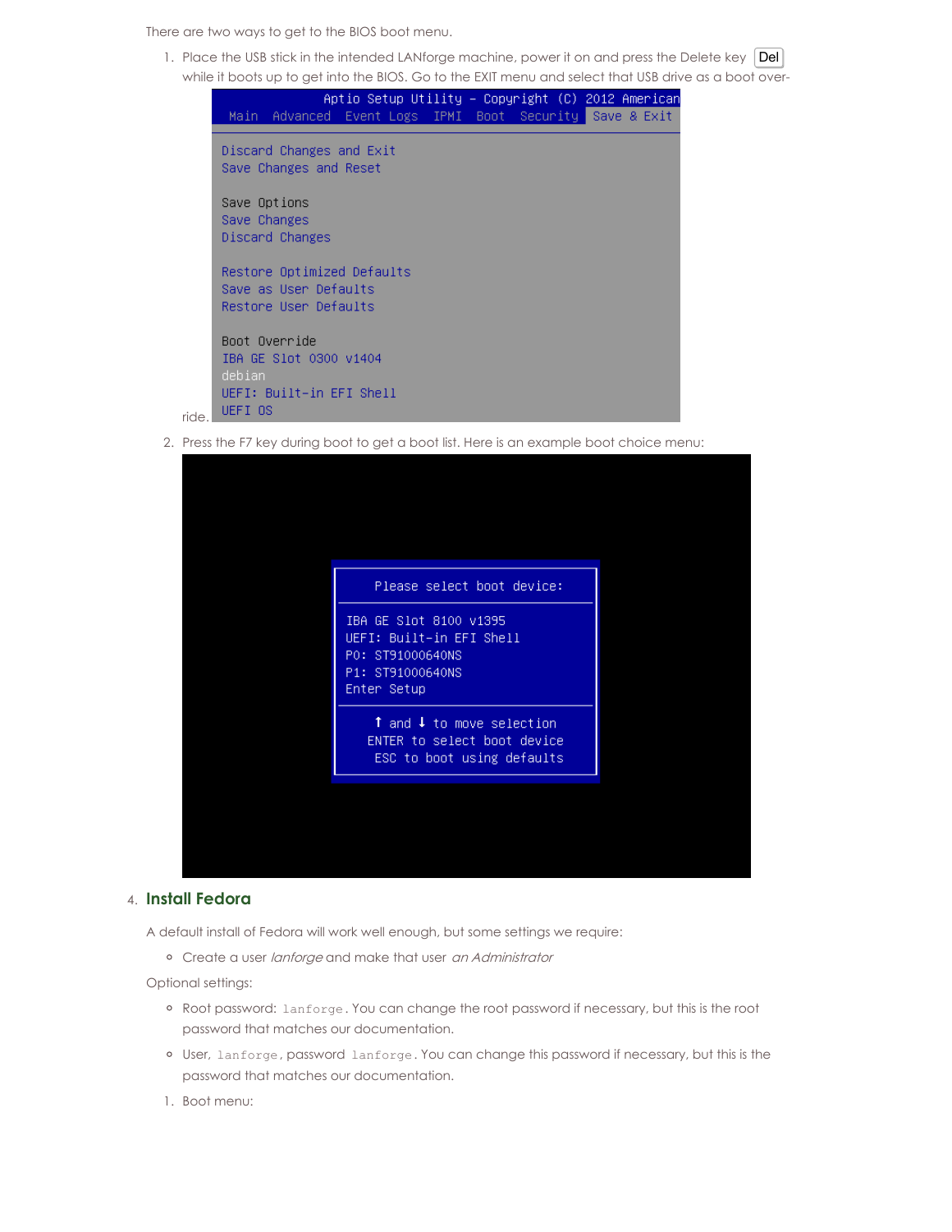There are two ways to get to the BIOS boot menu.

1. Place the USB stick in the intended LANforge machine, power it on and press the Delete key Del while it boots up to get into the BIOS. Go to the EXIT menu and select that USB drive as a boot override.

```
Aptio Setup Utility - Copyright (C) 2012 American
Main  Advanced  Event Logs  IPMI  Boot  Security  Save & Exit

Discard Changes and Exit
Save Changes and Reset

Save Options
Save Changes
Discard Changes

Restore Optimized Defaults
Save as User Defaults
Restore User Defaults

Boot Override
IBA GE Slot 0300 v1404
debian
UEFI: Built-in EFI Shell
UEFI OS
```

2. Press the F7 key during boot to get a boot list. Here is an example boot choice menu:

```
Please select boot device:

IBA GE Slot 8100 v1395
UEFI: Built-in EFI Shell
P0: ST91000640NS
P1: ST91000640NS
Enter Setup

↑ and ↓ to move selection
ENTER to select boot device
ESC to boot using defaults
```

4. **Install Fedora**

A default install of Fedora will work well enough, but some settings we require:

- Create a user *lanforge* and make that user *an Administrator*

Optional settings:

- Root password: `lanforge`. You can change the root password if necessary, but this is the root password that matches our documentation.
- User, `lanforge`, password `lanforge`. You can change this password if necessary, but this is the password that matches our documentation.

1. Boot menu: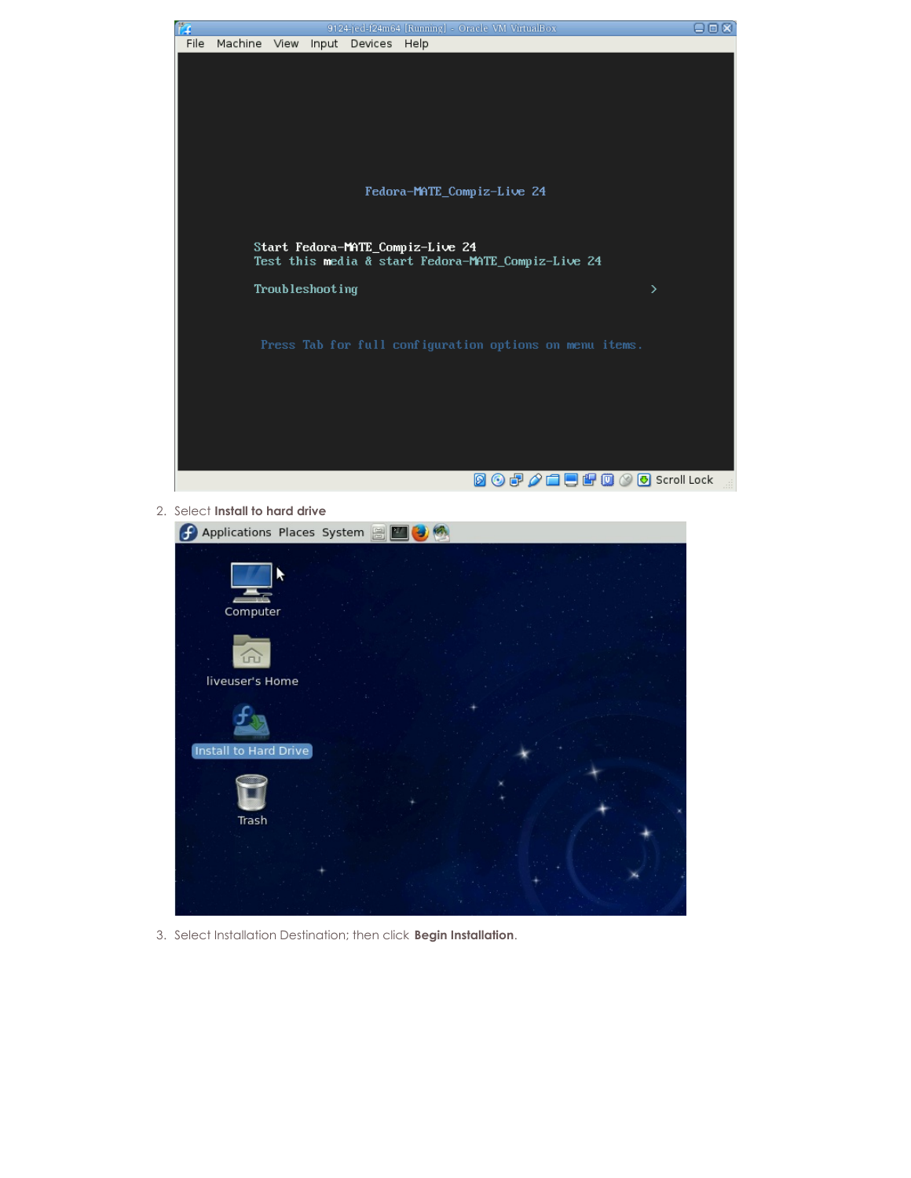2. Select **Install to hard drive**

3. Select Installation Destination; then click **Begin Installation**.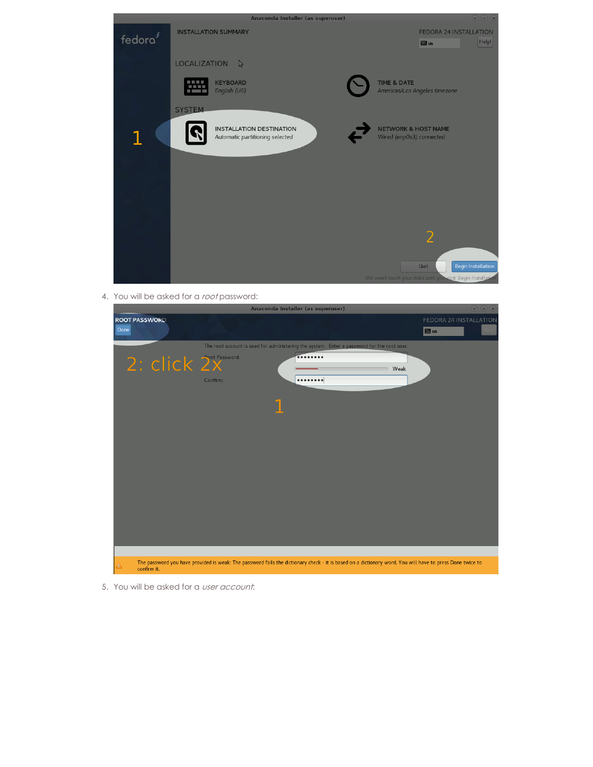4. You will be asked for a *root* password:

5. You will be asked for a *user account*: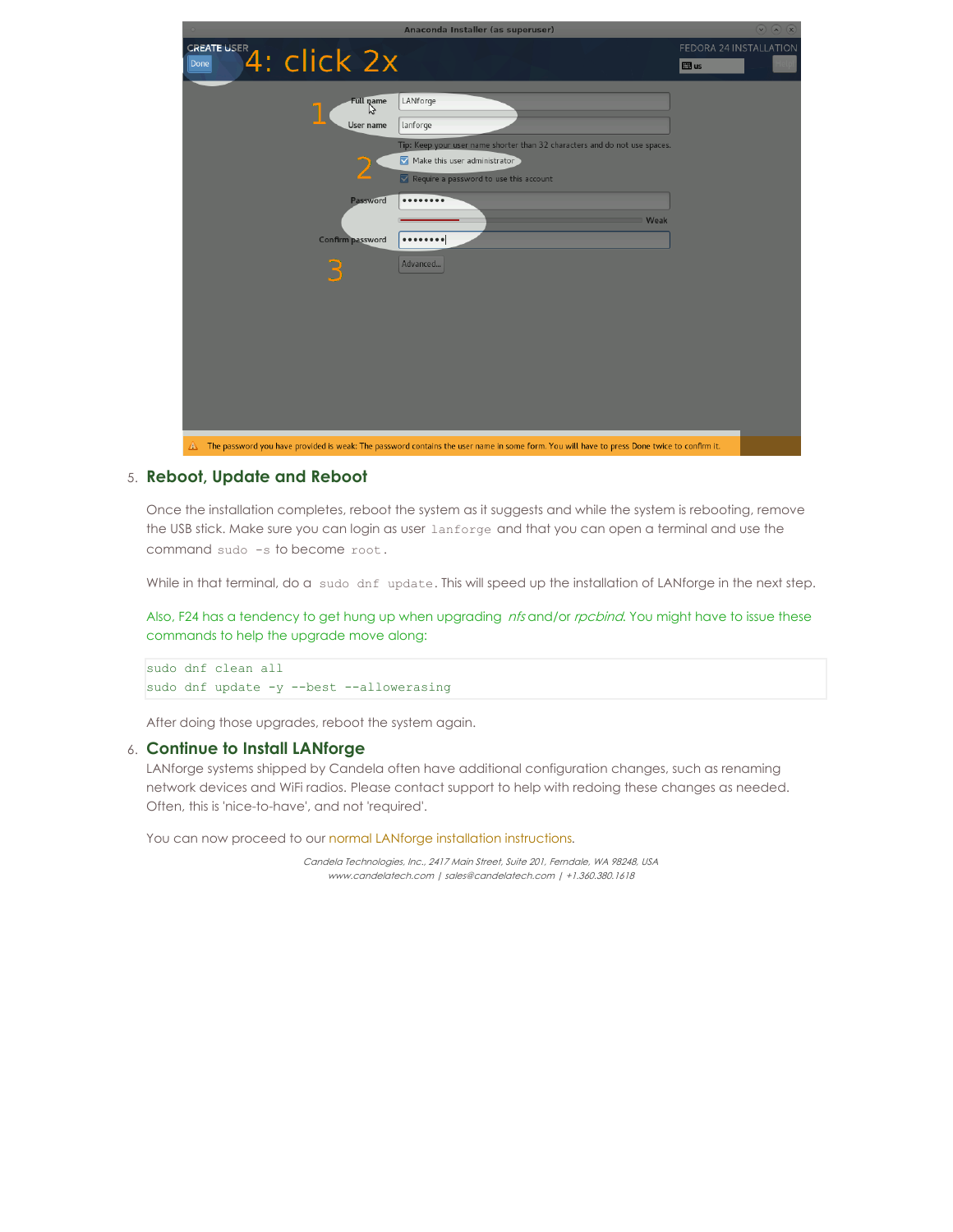5. **Reboot, Update and Reboot**

   Once the installation completes, reboot the system as it suggests and while the system is rebooting, remove the USB stick. Make sure you can login as user `lanforge` and that you can open a terminal and use the command `sudo -s` to become `root`.

   While in that terminal, do a `sudo dnf update`. This will speed up the installation of LANforge in the next step.

   Also, F24 has a tendency to get hung up when upgrading *nfs* and/or *rpcbind*. You might have to issue these commands to help the upgrade move along:

```
sudo dnf clean all
sudo dnf update -y --best --allowerasing
```

   After doing those upgrades, reboot the system again.

6. **Continue to Install LANforge**

   LANforge systems shipped by Candela often have additional configuration changes, such as renaming network devices and WiFi radios. Please contact support to help with redoing these changes as needed. Often, this is 'nice-to-have', and not 'required'.

   You can now proceed to our normal LANforge installation instructions.

*Candela Technologies, Inc., 2417 Main Street, Suite 201, Ferndale, WA 98248, USA*
*www.candelatech.com | sales@candelatech.com | +1.360.380.1618*